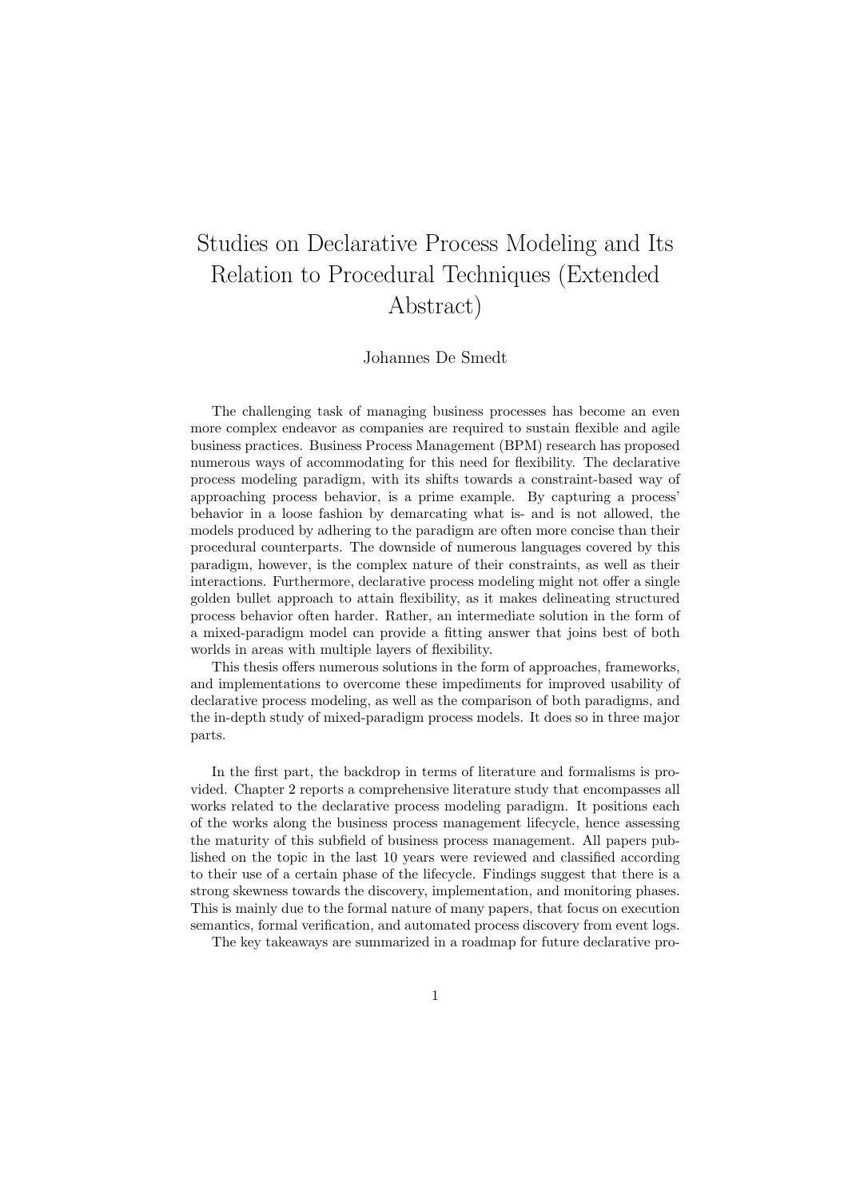# Studies on Declarative Process Modeling and Its Relation to Procedural Techniques (Extended Abstract)

Johannes De Smedt

The challenging task of managing business processes has become an even more complex endeavor as companies are required to sustain flexible and agile business practices. Business Process Management (BPM) research has proposed numerous ways of accommodating for this need for flexibility. The declarative process modeling paradigm, with its shifts towards a constraint-based way of approaching process behavior, is a prime example. By capturing a process' behavior in a loose fashion by demarcating what is- and is not allowed, the models produced by adhering to the paradigm are often more concise than their procedural counterparts. The downside of numerous languages covered by this paradigm, however, is the complex nature of their constraints, as well as their interactions. Furthermore, declarative process modeling might not offer a single golden bullet approach to attain flexibility, as it makes delineating structured process behavior often harder. Rather, an intermediate solution in the form of a mixed-paradigm model can provide a fitting answer that joins best of both worlds in areas with multiple layers of flexibility.

This thesis offers numerous solutions in the form of approaches, frameworks, and implementations to overcome these impediments for improved usability of declarative process modeling, as well as the comparison of both paradigms, and the in-depth study of mixed-paradigm process models. It does so in three major parts.

In the first part, the backdrop in terms of literature and formalisms is provided. Chapter 2 reports a comprehensive literature study that encompasses all works related to the declarative process modeling paradigm. It positions each of the works along the business process management lifecycle, hence assessing the maturity of this subfield of business process management. All papers published on the topic in the last 10 years were reviewed and classified according to their use of a certain phase of the lifecycle. Findings suggest that there is a strong skewness towards the discovery, implementation, and monitoring phases. This is mainly due to the formal nature of many papers, that focus on execution semantics, formal verification, and automated process discovery from event logs.

The key takeaways are summarized in a roadmap for future declarative pro-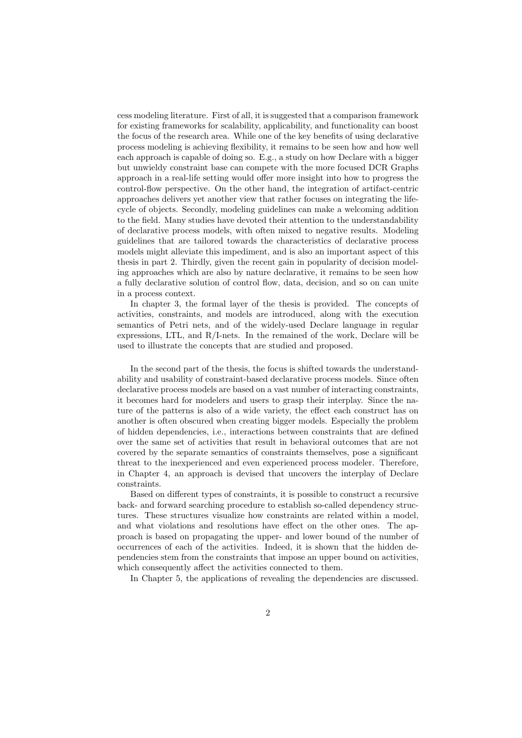cess modeling literature. First of all, it is suggested that a comparison framework for existing frameworks for scalability, applicability, and functionality can boost the focus of the research area. While one of the key benefits of using declarative process modeling is achieving flexibility, it remains to be seen how and how well each approach is capable of doing so. E.g., a study on how Declare with a bigger but unwieldy constraint base can compete with the more focused DCR Graphs approach in a real-life setting would offer more insight into how to progress the control-flow perspective. On the other hand, the integration of artifact-centric approaches delivers yet another view that rather focuses on integrating the life-cycle of objects. Secondly, modeling guidelines can make a welcoming addition to the field. Many studies have devoted their attention to the understandability of declarative process models, with often mixed to negative results. Modeling guidelines that are tailored towards the characteristics of declarative process models might alleviate this impediment, and is also an important aspect of this thesis in part 2. Thirdly, given the recent gain in popularity of decision modeling approaches which are also by nature declarative, it remains to be seen how a fully declarative solution of control flow, data, decision, and so on can unite in a process context.

In chapter 3, the formal layer of the thesis is provided. The concepts of activities, constraints, and models are introduced, along with the execution semantics of Petri nets, and of the widely-used Declare language in regular expressions, LTL, and R/I-nets. In the remained of the work, Declare will be used to illustrate the concepts that are studied and proposed.

In the second part of the thesis, the focus is shifted towards the understandability and usability of constraint-based declarative process models. Since often declarative process models are based on a vast number of interacting constraints, it becomes hard for modelers and users to grasp their interplay. Since the nature of the patterns is also of a wide variety, the effect each construct has on another is often obscured when creating bigger models. Especially the problem of hidden dependencies, i.e., interactions between constraints that are defined over the same set of activities that result in behavioral outcomes that are not covered by the separate semantics of constraints themselves, pose a significant threat to the inexperienced and even experienced process modeler. Therefore, in Chapter 4, an approach is devised that uncovers the interplay of Declare constraints.

Based on different types of constraints, it is possible to construct a recursive back- and forward searching procedure to establish so-called dependency structures. These structures visualize how constraints are related within a model, and what violations and resolutions have effect on the other ones. The approach is based on propagating the upper- and lower bound of the number of occurrences of each of the activities. Indeed, it is shown that the hidden dependencies stem from the constraints that impose an upper bound on activities, which consequently affect the activities connected to them.

In Chapter 5, the applications of revealing the dependencies are discussed.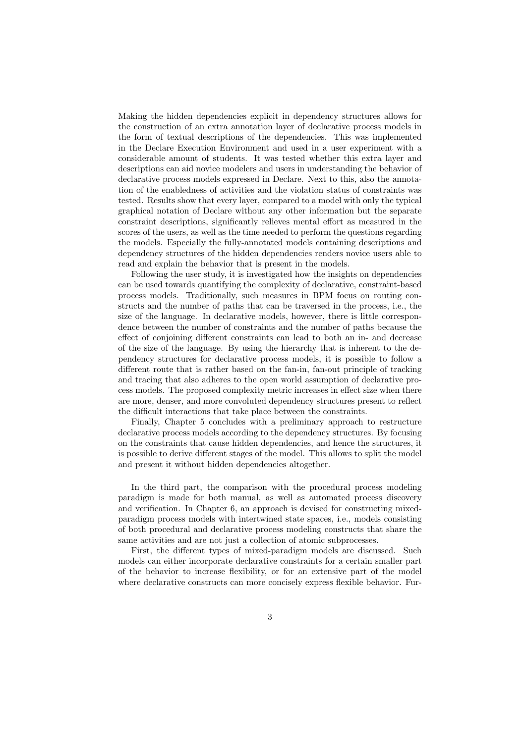Making the hidden dependencies explicit in dependency structures allows for the construction of an extra annotation layer of declarative process models in the form of textual descriptions of the dependencies. This was implemented in the Declare Execution Environment and used in a user experiment with a considerable amount of students. It was tested whether this extra layer and descriptions can aid novice modelers and users in understanding the behavior of declarative process models expressed in Declare. Next to this, also the annotation of the enabledness of activities and the violation status of constraints was tested. Results show that every layer, compared to a model with only the typical graphical notation of Declare without any other information but the separate constraint descriptions, significantly relieves mental effort as measured in the scores of the users, as well as the time needed to perform the questions regarding the models. Especially the fully-annotated models containing descriptions and dependency structures of the hidden dependencies renders novice users able to read and explain the behavior that is present in the models.

Following the user study, it is investigated how the insights on dependencies can be used towards quantifying the complexity of declarative, constraint-based process models. Traditionally, such measures in BPM focus on routing constructs and the number of paths that can be traversed in the process, i.e., the size of the language. In declarative models, however, there is little correspondence between the number of constraints and the number of paths because the effect of conjoining different constraints can lead to both an in- and decrease of the size of the language. By using the hierarchy that is inherent to the dependency structures for declarative process models, it is possible to follow a different route that is rather based on the fan-in, fan-out principle of tracking and tracing that also adheres to the open world assumption of declarative process models. The proposed complexity metric increases in effect size when there are more, denser, and more convoluted dependency structures present to reflect the difficult interactions that take place between the constraints.

Finally, Chapter 5 concludes with a preliminary approach to restructure declarative process models according to the dependency structures. By focusing on the constraints that cause hidden dependencies, and hence the structures, it is possible to derive different stages of the model. This allows to split the model and present it without hidden dependencies altogether.

In the third part, the comparison with the procedural process modeling paradigm is made for both manual, as well as automated process discovery and verification. In Chapter 6, an approach is devised for constructing mixed-paradigm process models with intertwined state spaces, i.e., models consisting of both procedural and declarative process modeling constructs that share the same activities and are not just a collection of atomic subprocesses.

First, the different types of mixed-paradigm models are discussed. Such models can either incorporate declarative constraints for a certain smaller part of the behavior to increase flexibility, or for an extensive part of the model where declarative constructs can more concisely express flexible behavior. Fur-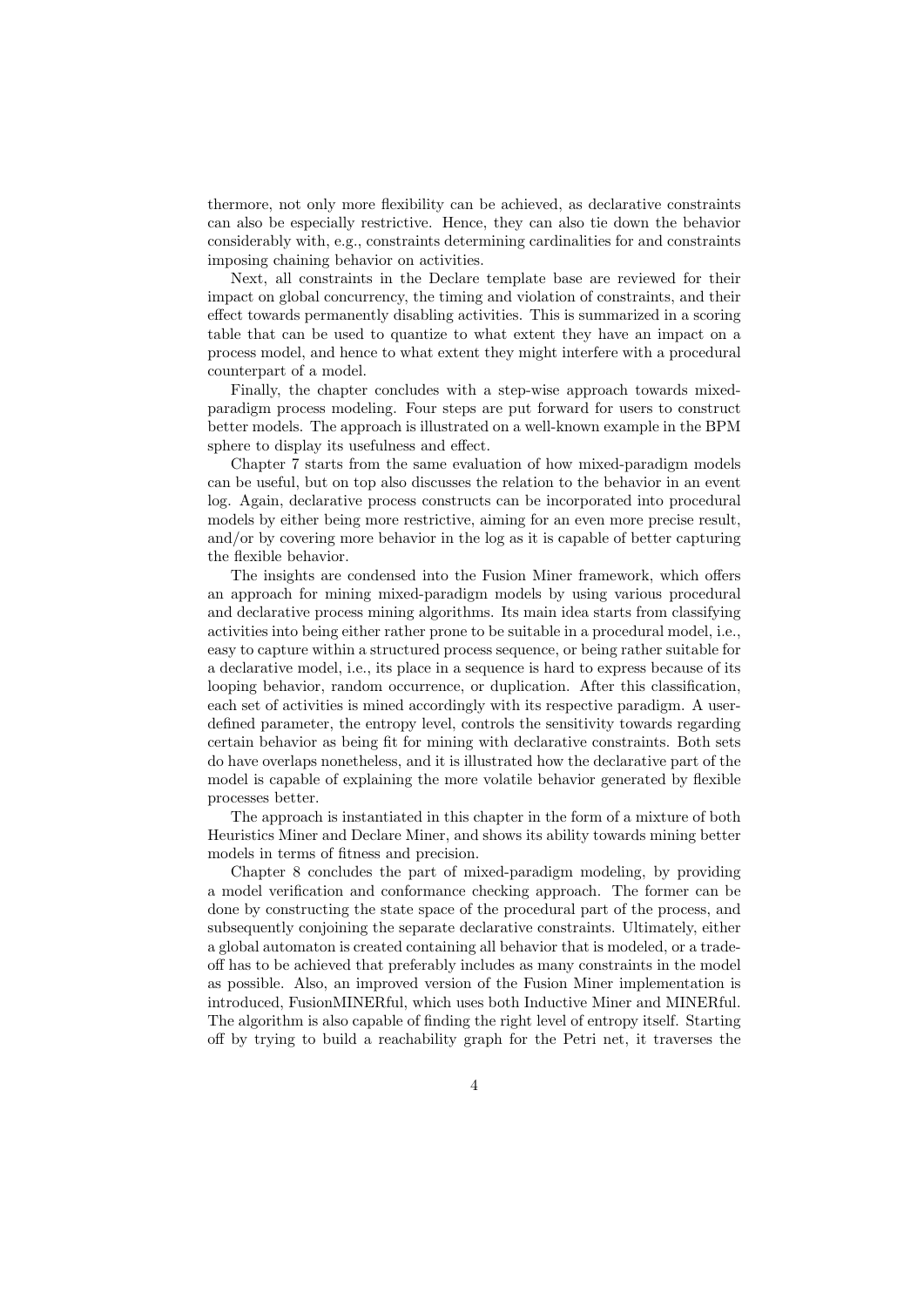thermore, not only more flexibility can be achieved, as declarative constraints can also be especially restrictive. Hence, they can also tie down the behavior considerably with, e.g., constraints determining cardinalities for and constraints imposing chaining behavior on activities.

Next, all constraints in the Declare template base are reviewed for their impact on global concurrency, the timing and violation of constraints, and their effect towards permanently disabling activities. This is summarized in a scoring table that can be used to quantize to what extent they have an impact on a process model, and hence to what extent they might interfere with a procedural counterpart of a model.

Finally, the chapter concludes with a step-wise approach towards mixed-paradigm process modeling. Four steps are put forward for users to construct better models. The approach is illustrated on a well-known example in the BPM sphere to display its usefulness and effect.

Chapter 7 starts from the same evaluation of how mixed-paradigm models can be useful, but on top also discusses the relation to the behavior in an event log. Again, declarative process constructs can be incorporated into procedural models by either being more restrictive, aiming for an even more precise result, and/or by covering more behavior in the log as it is capable of better capturing the flexible behavior.

The insights are condensed into the Fusion Miner framework, which offers an approach for mining mixed-paradigm models by using various procedural and declarative process mining algorithms. Its main idea starts from classifying activities into being either rather prone to be suitable in a procedural model, i.e., easy to capture within a structured process sequence, or being rather suitable for a declarative model, i.e., its place in a sequence is hard to express because of its looping behavior, random occurrence, or duplication. After this classification, each set of activities is mined accordingly with its respective paradigm. A user-defined parameter, the entropy level, controls the sensitivity towards regarding certain behavior as being fit for mining with declarative constraints. Both sets do have overlaps nonetheless, and it is illustrated how the declarative part of the model is capable of explaining the more volatile behavior generated by flexible processes better.

The approach is instantiated in this chapter in the form of a mixture of both Heuristics Miner and Declare Miner, and shows its ability towards mining better models in terms of fitness and precision.

Chapter 8 concludes the part of mixed-paradigm modeling, by providing a model verification and conformance checking approach. The former can be done by constructing the state space of the procedural part of the process, and subsequently conjoining the separate declarative constraints. Ultimately, either a global automaton is created containing all behavior that is modeled, or a trade-off has to be achieved that preferably includes as many constraints in the model as possible. Also, an improved version of the Fusion Miner implementation is introduced, FusionMINERful, which uses both Inductive Miner and MINERful. The algorithm is also capable of finding the right level of entropy itself. Starting off by trying to build a reachability graph for the Petri net, it traverses the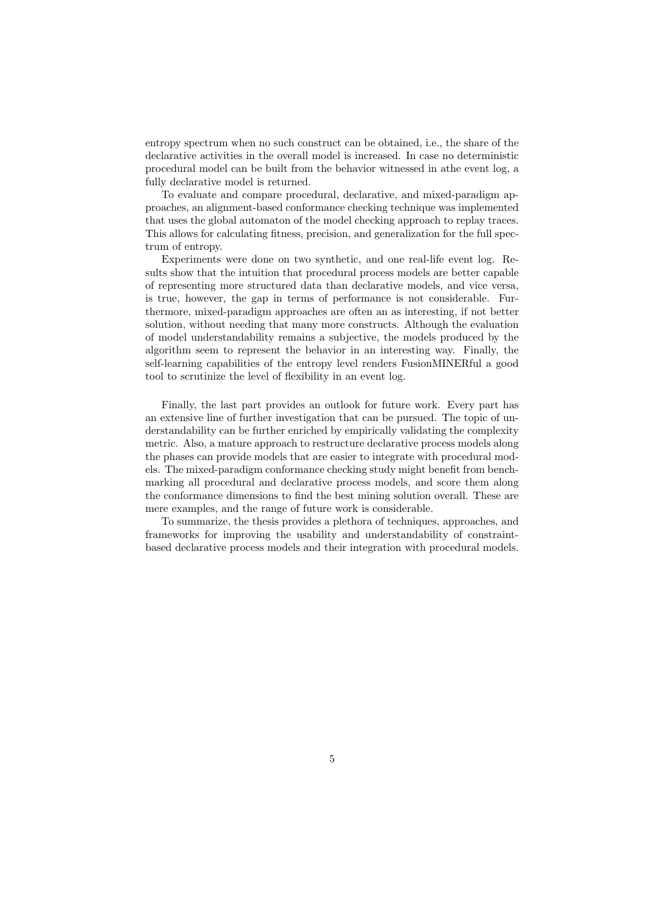entropy spectrum when no such construct can be obtained, i.e., the share of the declarative activities in the overall model is increased. In case no deterministic procedural model can be built from the behavior witnessed in athe event log, a fully declarative model is returned.

To evaluate and compare procedural, declarative, and mixed-paradigm approaches, an alignment-based conformance checking technique was implemented that uses the global automaton of the model checking approach to replay traces. This allows for calculating fitness, precision, and generalization for the full spectrum of entropy.

Experiments were done on two synthetic, and one real-life event log. Results show that the intuition that procedural process models are better capable of representing more structured data than declarative models, and vice versa, is true, however, the gap in terms of performance is not considerable. Furthermore, mixed-paradigm approaches are often an as interesting, if not better solution, without needing that many more constructs. Although the evaluation of model understandability remains a subjective, the models produced by the algorithm seem to represent the behavior in an interesting way. Finally, the self-learning capabilities of the entropy level renders FusionMINERful a good tool to scrutinize the level of flexibility in an event log.

Finally, the last part provides an outlook for future work. Every part has an extensive line of further investigation that can be pursued. The topic of understandability can be further enriched by empirically validating the complexity metric. Also, a mature approach to restructure declarative process models along the phases can provide models that are easier to integrate with procedural models. The mixed-paradigm conformance checking study might benefit from benchmarking all procedural and declarative process models, and score them along the conformance dimensions to find the best mining solution overall. These are mere examples, and the range of future work is considerable.

To summarize, the thesis provides a plethora of techniques, approaches, and frameworks for improving the usability and understandability of constraint-based declarative process models and their integration with procedural models.